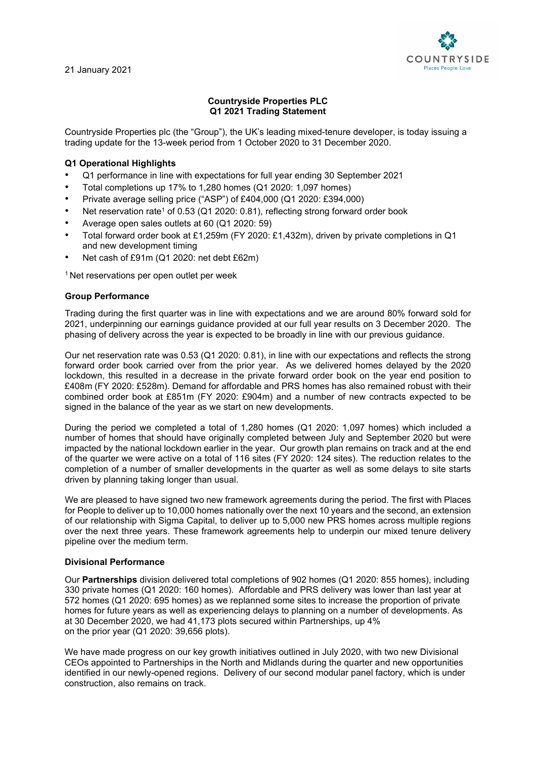21 January 2021

**Countryside Properties PLC**
**Q1 2021 Trading Statement**

Countryside Properties plc (the "Group"), the UK's leading mixed-tenure developer, is today issuing a trading update for the 13-week period from 1 October 2020 to 31 December 2020.

### Q1 Operational Highlights

- Q1 performance in line with expectations for full year ending 30 September 2021
- Total completions up 17% to 1,280 homes (Q1 2020: 1,097 homes)
- Private average selling price ("ASP") of £404,000 (Q1 2020: £394,000)
- Net reservation rate[1] of 0.53 (Q1 2020: 0.81), reflecting strong forward order book
- Average open sales outlets at 60 (Q1 2020: 59)
- Total forward order book at £1,259m (FY 2020: £1,432m), driven by private completions in Q1 and new development timing
- Net cash of £91m (Q1 2020: net debt £62m)

[1] Net reservations per open outlet per week

### Group Performance

Trading during the first quarter was in line with expectations and we are around 80% forward sold for 2021, underpinning our earnings guidance provided at our full year results on 3 December 2020. The phasing of delivery across the year is expected to be broadly in line with our previous guidance.

Our net reservation rate was 0.53 (Q1 2020: 0.81), in line with our expectations and reflects the strong forward order book carried over from the prior year. As we delivered homes delayed by the 2020 lockdown, this resulted in a decrease in the private forward order book on the year end position to £408m (FY 2020: £528m). Demand for affordable and PRS homes has also remained robust with their combined order book at £851m (FY 2020: £904m) and a number of new contracts expected to be signed in the balance of the year as we start on new developments.

During the period we completed a total of 1,280 homes (Q1 2020: 1,097 homes) which included a number of homes that should have originally completed between July and September 2020 but were impacted by the national lockdown earlier in the year. Our growth plan remains on track and at the end of the quarter we were active on a total of 116 sites (FY 2020: 124 sites). The reduction relates to the completion of a number of smaller developments in the quarter as well as some delays to site starts driven by planning taking longer than usual.

We are pleased to have signed two new framework agreements during the period. The first with Places for People to deliver up to 10,000 homes nationally over the next 10 years and the second, an extension of our relationship with Sigma Capital, to deliver up to 5,000 new PRS homes across multiple regions over the next three years. These framework agreements help to underpin our mixed tenure delivery pipeline over the medium term.

### Divisional Performance

Our **Partnerships** division delivered total completions of 902 homes (Q1 2020: 855 homes), including 330 private homes (Q1 2020: 160 homes). Affordable and PRS delivery was lower than last year at 572 homes (Q1 2020: 695 homes) as we replanned some sites to increase the proportion of private homes for future years as well as experiencing delays to planning on a number of developments. As at 30 December 2020, we had 41,173 plots secured within Partnerships, up 4% on the prior year (Q1 2020: 39,656 plots).

We have made progress on our key growth initiatives outlined in July 2020, with two new Divisional CEOs appointed to Partnerships in the North and Midlands during the quarter and new opportunities identified in our newly-opened regions. Delivery of our second modular panel factory, which is under construction, also remains on track.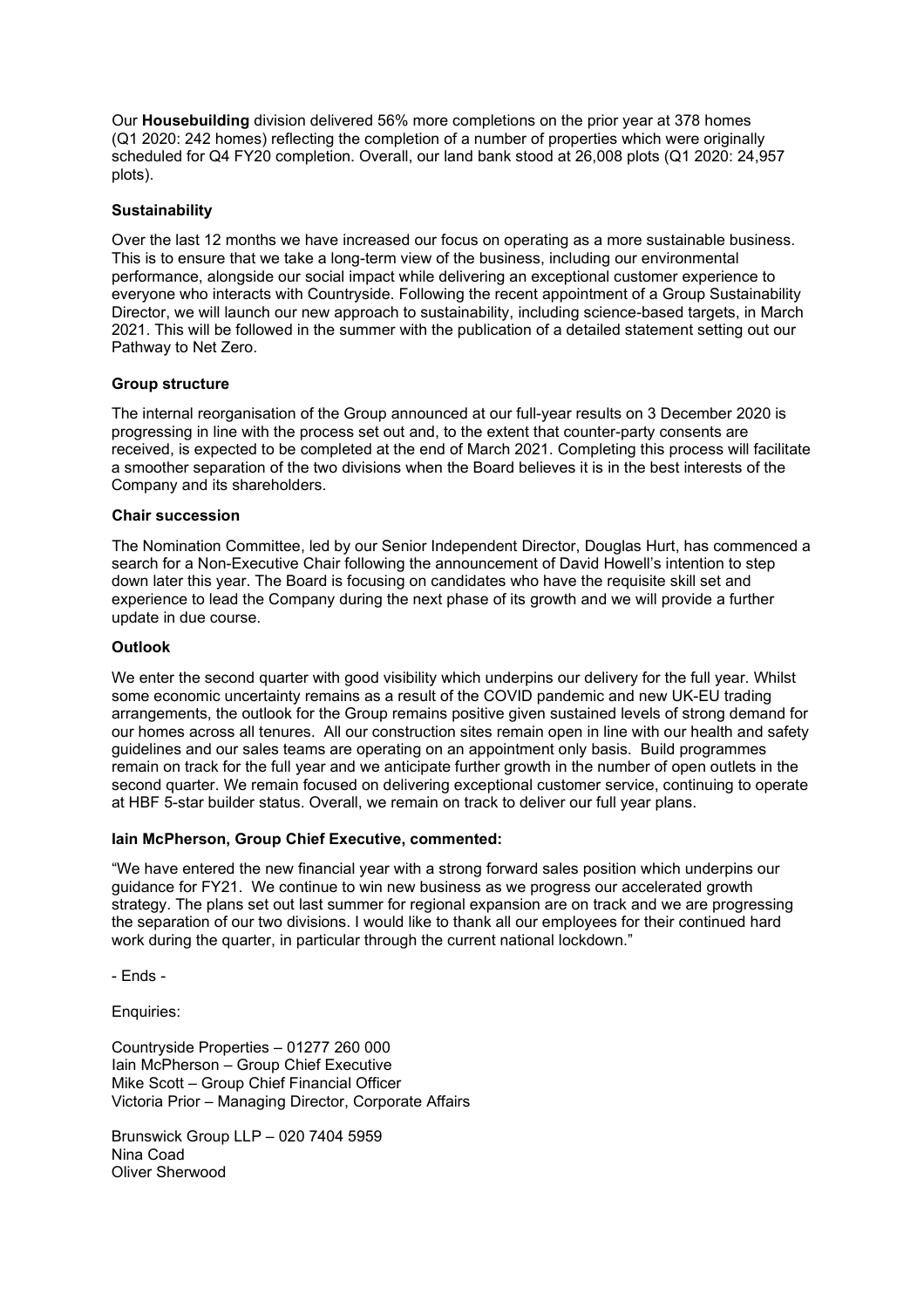Our **Housebuilding** division delivered 56% more completions on the prior year at 378 homes (Q1 2020: 242 homes) reflecting the completion of a number of properties which were originally scheduled for Q4 FY20 completion. Overall, our land bank stood at 26,008 plots (Q1 2020: 24,957 plots).

**Sustainability**

Over the last 12 months we have increased our focus on operating as a more sustainable business. This is to ensure that we take a long-term view of the business, including our environmental performance, alongside our social impact while delivering an exceptional customer experience to everyone who interacts with Countryside. Following the recent appointment of a Group Sustainability Director, we will launch our new approach to sustainability, including science-based targets, in March 2021. This will be followed in the summer with the publication of a detailed statement setting out our Pathway to Net Zero.

**Group structure**

The internal reorganisation of the Group announced at our full-year results on 3 December 2020 is progressing in line with the process set out and, to the extent that counter-party consents are received, is expected to be completed at the end of March 2021. Completing this process will facilitate a smoother separation of the two divisions when the Board believes it is in the best interests of the Company and its shareholders.

**Chair succession**

The Nomination Committee, led by our Senior Independent Director, Douglas Hurt, has commenced a search for a Non-Executive Chair following the announcement of David Howell's intention to step down later this year. The Board is focusing on candidates who have the requisite skill set and experience to lead the Company during the next phase of its growth and we will provide a further update in due course.

**Outlook**

We enter the second quarter with good visibility which underpins our delivery for the full year. Whilst some economic uncertainty remains as a result of the COVID pandemic and new UK-EU trading arrangements, the outlook for the Group remains positive given sustained levels of strong demand for our homes across all tenures. All our construction sites remain open in line with our health and safety guidelines and our sales teams are operating on an appointment only basis. Build programmes remain on track for the full year and we anticipate further growth in the number of open outlets in the second quarter. We remain focused on delivering exceptional customer service, continuing to operate at HBF 5-star builder status. Overall, we remain on track to deliver our full year plans.

**Iain McPherson, Group Chief Executive, commented:**

"We have entered the new financial year with a strong forward sales position which underpins our guidance for FY21. We continue to win new business as we progress our accelerated growth strategy. The plans set out last summer for regional expansion are on track and we are progressing the separation of our two divisions. I would like to thank all our employees for their continued hard work during the quarter, in particular through the current national lockdown."

- Ends -

Enquiries:

Countryside Properties – 01277 260 000
Iain McPherson – Group Chief Executive
Mike Scott – Group Chief Financial Officer
Victoria Prior – Managing Director, Corporate Affairs

Brunswick Group LLP – 020 7404 5959
Nina Coad
Oliver Sherwood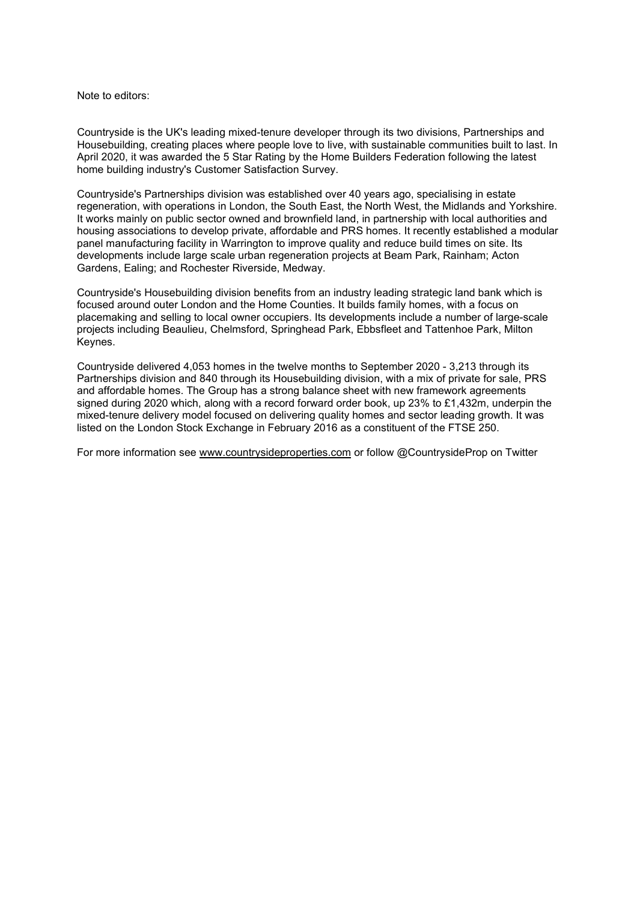Note to editors:

Countryside is the UK's leading mixed-tenure developer through its two divisions, Partnerships and Housebuilding, creating places where people love to live, with sustainable communities built to last. In April 2020, it was awarded the 5 Star Rating by the Home Builders Federation following the latest home building industry's Customer Satisfaction Survey.

Countryside's Partnerships division was established over 40 years ago, specialising in estate regeneration, with operations in London, the South East, the North West, the Midlands and Yorkshire. It works mainly on public sector owned and brownfield land, in partnership with local authorities and housing associations to develop private, affordable and PRS homes. It recently established a modular panel manufacturing facility in Warrington to improve quality and reduce build times on site. Its developments include large scale urban regeneration projects at Beam Park, Rainham; Acton Gardens, Ealing; and Rochester Riverside, Medway.

Countryside's Housebuilding division benefits from an industry leading strategic land bank which is focused around outer London and the Home Counties. It builds family homes, with a focus on placemaking and selling to local owner occupiers. Its developments include a number of large-scale projects including Beaulieu, Chelmsford, Springhead Park, Ebbsfleet and Tattenhoe Park, Milton Keynes.

Countryside delivered 4,053 homes in the twelve months to September 2020 - 3,213 through its Partnerships division and 840 through its Housebuilding division, with a mix of private for sale, PRS and affordable homes. The Group has a strong balance sheet with new framework agreements signed during 2020 which, along with a record forward order book, up 23% to £1,432m, underpin the mixed-tenure delivery model focused on delivering quality homes and sector leading growth. It was listed on the London Stock Exchange in February 2016 as a constituent of the FTSE 250.

For more information see www.countrysideproperties.com or follow @CountrysideProp on Twitter